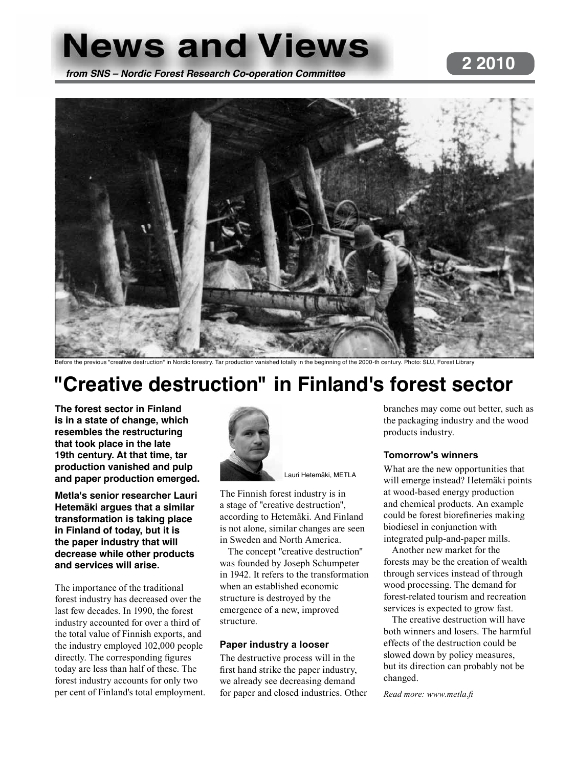# News and Views

*from SNS – Nordic Forest Research Co-operation Committee*

**2 2010**

Before the previous "creative destruction" in Nordic forestry. Tar production vanished totally in the beginning of the 2000-th century. Photo: SLU, Forest Library

## "Creative destruction" in Finland's forest sector

**The forest sector in Finland is in a state of change, which resembles the restructuring that took place in the late 19th century. At that time, tar production vanished and pulp and paper production emerged.**

**Metla's senior researcher Lauri Hetemäki argues that a similar transformation is taking place in Finland of today, but it is the paper industry that will decrease while other products and services will arise.**

The importance of the traditional forest industry has decreased over the last few decades. In 1990, the forest industry accounted for over a third of the total value of Finnish exports, and the industry employed 102,000 people directly. The corresponding figures today are less than half of these. The forest industry accounts for only two per cent of Finland's total employment.

Lauri Hetemäki, METLA

The Finnish forest industry is in a stage of "creative destruction", according to Hetemäki. And Finland is not alone, similar changes are seen in Sweden and North America.

The concept "creative destruction" was founded by Joseph Schumpeter in 1942. It refers to the transformation when an established economic structure is destroyed by the emergence of a new, improved structure.

### Paper industry a looser

The destructive process will in the first hand strike the paper industry, we already see decreasing demand for paper and closed industries. Other branches may come out better, such as the packaging industry and the wood products industry.

### Tomorrow's winners

What are the new opportunities that will emerge instead? Hetemäki points at wood-based energy production and chemical products. An example could be forest biorefineries making biodiesel in conjunction with integrated pulp-and-paper mills.

Another new market for the forests may be the creation of wealth through services instead of through wood processing. The demand for forest-related tourism and recreation services is expected to grow fast.

The creative destruction will have both winners and losers. The harmful effects of the destruction could be slowed down by policy measures, but its direction can probably not be changed.

*Read more: www.metla.fi*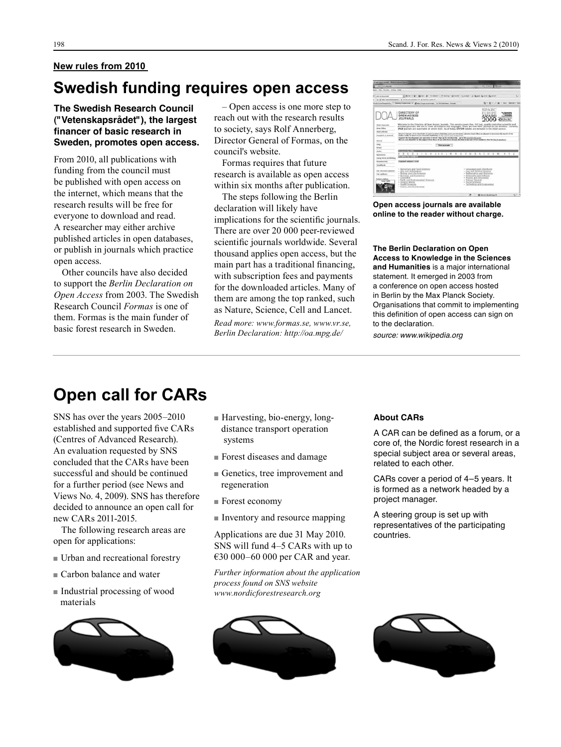**New rules from 2010**

# Swedish funding requires open access

**The Swedish Research Council ("Vetenskapsrådet"), the largest financer of basic research in Sweden, promotes open access.**

From 2010, all publications with funding from the council must be published with open access on the internet, which means that the research results will be free for everyone to download and read. A researcher may either archive published articles in open databases, or publish in journals which practice open access.

Other councils have also decided to support the *Berlin Declaration on Open Access* from 2003. The Swedish Research Council *Formas* is one of them. Formas is the main funder of basic forest research in Sweden.

– Open access is one more step to reach out with the research results to society, says Rolf Annerberg, Director General of Formas, on the council's website.

Formas requires that future research is available as open access within six months after publication.

The steps following the Berlin declaration will likely have implications for the scientific journals. There are over 20 000 peer-reviewed scientific journals worldwide. Several thousand applies open access, but the main part has a traditional financing, with subscription fees and payments for the downloaded articles. Many of them are among the top ranked, such as Nature, Science, Cell and Lancet.

*Read more: www.formas.se, www.vr.se, Berlin Declaration: http://oa.mpg.de/*

**Open access journals are available online to the reader without charge.**

**The Berlin Declaration on Open Access to Knowledge in the Sciences and Humanities** is a major international statement. It emerged in 2003 from a conference on open access hosted in Berlin by the Max Planck Society. Organisations that commit to implementing this definition of open access can sign on to the declaration.

*source: www.wikipedia.org*

# Open call for CARs

SNS has over the years 2005–2010 established and supported five CARs (Centres of Advanced Research). An evaluation requested by SNS concluded that the CARs have been successful and should be continued for a further period (see News and Views No. 4, 2009). SNS has therefore decided to announce an open call for new CARs 2011-2015.

The following research areas are open for applications:

- Urban and recreational forestry
- Carbon balance and water
- Industrial processing of wood materials
- Harvesting, bio-energy, long-distance transport operation systems
- Forest diseases and damage
- Genetics, tree improvement and regeneration
- Forest economy
- Inventory and resource mapping

Applications are due 31 May 2010. SNS will fund 4–5 CARs with up to €30 000–60 000 per CAR and year.

*Further information about the application process found on SNS website www.nordicforestresearch.org*

### About CARs

A CAR can be defined as a forum, or a core of, the Nordic forest research in a special subject area or several areas, related to each other.

CARs cover a period of 4–5 years. It is formed as a network headed by a project manager.

A steering group is set up with representatives of the participating countries.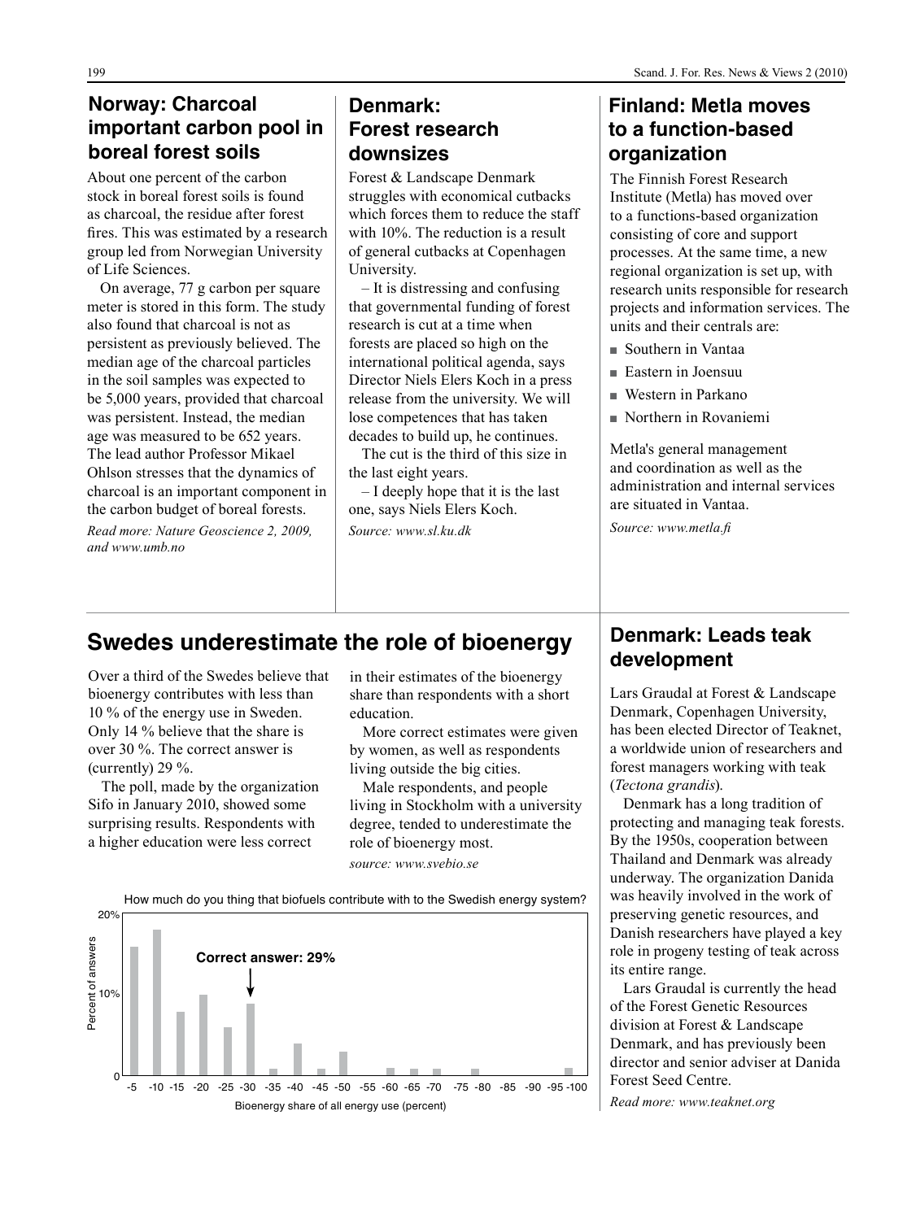## Norway: Charcoal important carbon pool in boreal forest soils

About one percent of the carbon stock in boreal forest soils is found as charcoal, the residue after forest fires. This was estimated by a research group led from Norwegian University of Life Sciences.

On average, 77 g carbon per square meter is stored in this form. The study also found that charcoal is not as persistent as previously believed. The median age of the charcoal particles in the soil samples was expected to be 5,000 years, provided that charcoal was persistent. Instead, the median age was measured to be 652 years. The lead author Professor Mikael Ohlson stresses that the dynamics of charcoal is an important component in the carbon budget of boreal forests.

*Read more: Nature Geoscience 2, 2009, and www.umb.no*

## Denmark: Forest research downsizes

Forest & Landscape Denmark struggles with economical cutbacks which forces them to reduce the staff with 10%. The reduction is a result of general cutbacks at Copenhagen University.

– It is distressing and confusing that governmental funding of forest research is cut at a time when forests are placed so high on the international political agenda, says Director Niels Elers Koch in a press release from the university. We will lose competences that has taken decades to build up, he continues.

The cut is the third of this size in the last eight years.

– I deeply hope that it is the last one, says Niels Elers Koch.

*Source: www.sl.ku.dk*

## Finland: Metla moves to a function-based organization

The Finnish Forest Research Institute (Metla) has moved over to a functions-based organization consisting of core and support processes. At the same time, a new regional organization is set up, with research units responsible for research projects and information services. The units and their centrals are:

- Southern in Vantaa
- Eastern in Joensuu
- Western in Parkano
- Northern in Rovaniemi

Metla's general management and coordination as well as the administration and internal services are situated in Vantaa.

*Source: www.metla.fi*

## Swedes underestimate the role of bioenergy

Over a third of the Swedes believe that bioenergy contributes with less than 10 % of the energy use in Sweden. Only 14 % believe that the share is over 30 %. The correct answer is (currently) 29 %.

The poll, made by the organization Sifo in January 2010, showed some surprising results. Respondents with a higher education were less correct in their estimates of the bioenergy share than respondents with a short education.

More correct estimates were given by women, as well as respondents living outside the big cities.

Male respondents, and people living in Stockholm with a university degree, tended to underestimate the role of bioenergy most.

*source: www.svebio.se*

How much do you thing that biofuels contribute with to the Swedish energy system?

Correct answer: 29%

Percent of answers (0, 10%, 20%) vs. Bioenergy share of all energy use (percent): -5, -10, -15, -20, -25, -30, -35, -40, -45, -50, -55, -60, -65, -70, -75, -80, -85, -90, -95, -100

## Denmark: Leads teak development

Lars Graudal at Forest & Landscape Denmark, Copenhagen University, has been elected Director of Teaknet, a worldwide union of researchers and forest managers working with teak (*Tectona grandis*).

Denmark has a long tradition of protecting and managing teak forests. By the 1950s, cooperation between Thailand and Denmark was already underway. The organization Danida was heavily involved in the work of preserving genetic resources, and Danish researchers have played a key role in progeny testing of teak across its entire range.

Lars Graudal is currently the head of the Forest Genetic Resources division at Forest & Landscape Denmark, and has previously been director and senior adviser at Danida Forest Seed Centre.

*Read more: www.teaknet.org*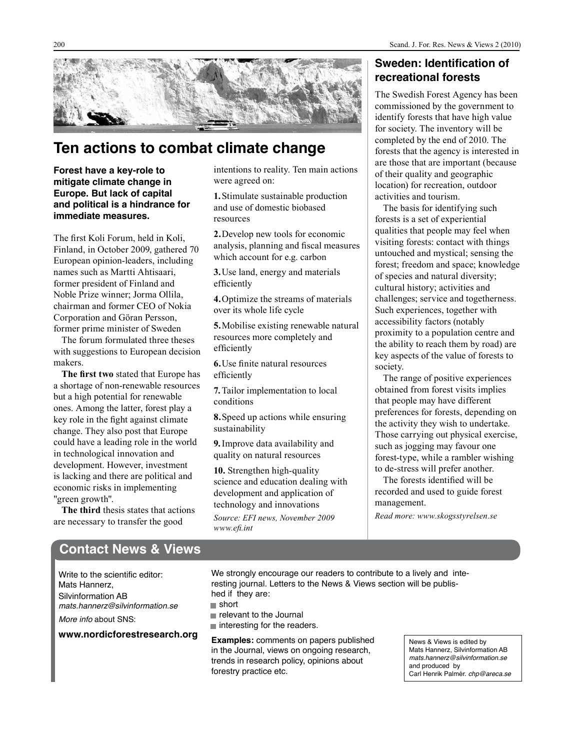# Ten actions to combat climate change

**Forest have a key-role to mitigate climate change in Europe. But lack of capital and political is a hindrance for immediate measures.**

The first Koli Forum, held in Koli, Finland, in October 2009, gathered 70 European opinion-leaders, including names such as Martti Ahtisaari, former president of Finland and Noble Prize winner; Jorma Ollila, chairman and former CEO of Nokia Corporation and Göran Persson, former prime minister of Sweden

The forum formulated three theses with suggestions to European decision makers.

**The first two** stated that Europe has a shortage of non-renewable resources but a high potential for renewable ones. Among the latter, forest play a key role in the fight against climate change. They also post that Europe could have a leading role in the world in technological innovation and development. However, investment is lacking and there are political and economic risks in implementing "green growth".

**The third** thesis states that actions are necessary to transfer the good intentions to reality. Ten main actions were agreed on:

**1.** Stimulate sustainable production and use of domestic biobased resources

**2.** Develop new tools for economic analysis, planning and fiscal measures which account for e.g. carbon

**3.** Use land, energy and materials efficiently

**4.** Optimize the streams of materials over its whole life cycle

**5.** Mobilise existing renewable natural resources more completely and efficiently

**6.** Use finite natural resources efficiently

**7.** Tailor implementation to local conditions

**8.** Speed up actions while ensuring sustainability

**9.** Improve data availability and quality on natural resources

**10.** Strengthen high-quality science and education dealing with development and application of technology and innovations

*Source: EFI news, November 2009 www.efi.int*

## Sweden: Identification of recreational forests

The Swedish Forest Agency has been commissioned by the government to identify forests that have high value for society. The inventory will be completed by the end of 2010. The forests that the agency is interested in are those that are important (because of their quality and geographic location) for recreation, outdoor activities and tourism.

The basis for identifying such forests is a set of experiential qualities that people may feel when visiting forests: contact with things untouched and mystical; sensing the forest; freedom and space; knowledge of species and natural diversity; cultural history; activities and challenges; service and togetherness. Such experiences, together with accessibility factors (notably proximity to a population centre and the ability to reach them by road) are key aspects of the value of forests to society.

The range of positive experiences obtained from forest visits implies that people may have different preferences for forests, depending on the activity they wish to undertake. Those carrying out physical exercise, such as jogging may favour one forest-type, while a rambler wishing to de-stress will prefer another.

The forests identified will be recorded and used to guide forest management.

*Read more: www.skogsstyrelsen.se*

## Contact News & Views

Write to the scientific editor:
Mats Hannerz,
Silvinformation AB
*mats.hannerz@silvinformation.se*

*More info* about SNS:

**www.nordicforestresearch.org**

We strongly encourage our readers to contribute to a lively and interesting journal. Letters to the News & Views section will be published if they are:

- short
- relevant to the Journal
- interesting for the readers.

**Examples:** comments on papers published in the Journal, views on ongoing research, trends in research policy, opinions about forestry practice etc.

News & Views is edited by
Mats Hannerz, Silvinformation AB
*mats.hannerz@silvinformation.se*
and produced by
Carl Henrik Palmér. *chp@areca.se*